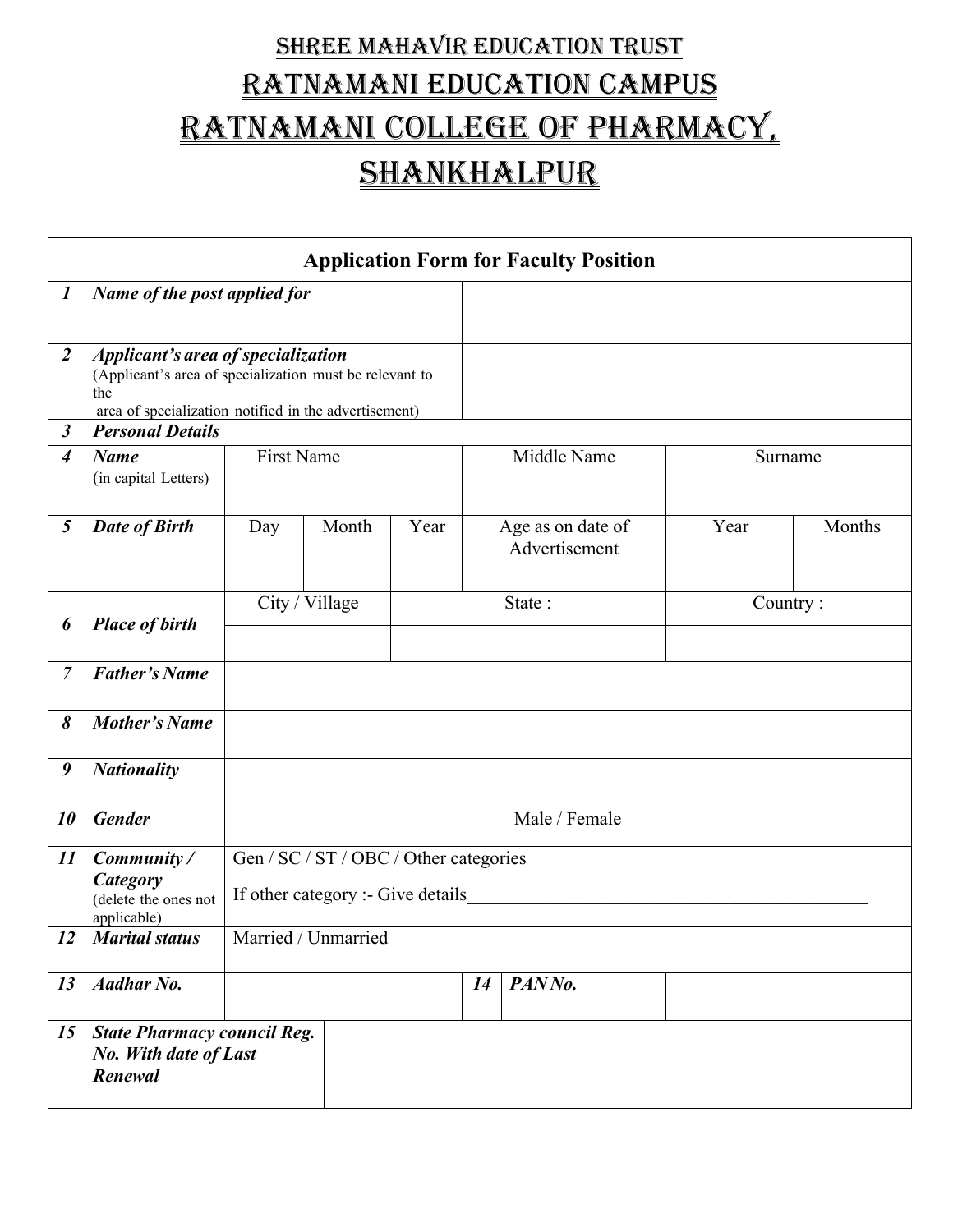# SHREE MAHAVIR EDUCATION TRUST

# RATNAMANI EDUCATION CAMPUS

# RATNAMANI COLLEGE OF PHARMACY, SHANKHALPUR

| | | | | | | | |
|---|---|---|---|---|---|---|---|
| **Application Form for Faculty Position** | | | | | | | |
| ***1*** | ***Name of the post applied for*** | | | | | | |
| ***2*** | ***Applicant's area of specialization*** (Applicant's area of specialization must be relevant to the area of specialization notified in the advertisement) | | | | | | |
| ***3*** | ***Personal Details*** | | | | | | |
| ***4*** | ***Name*** (in capital Letters) | First Name | | | Middle Name | Surname | |
| | | | | | | | |
| ***5*** | ***Date of Birth*** | Day | Month | Year | Age as on date of Advertisement | Year | Months |
| | | | | | | | |
| ***6*** | ***Place of birth*** | City / Village | | State : | | Country : | |
| | | | | | | | |
| ***7*** | ***Father's Name*** | | | | | | |
| ***8*** | ***Mother's Name*** | | | | | | |
| ***9*** | ***Nationality*** | | | | | | |
| ***10*** | ***Gender*** | Male / Female | | | | | |
| ***11*** | ***Community / Category*** (delete the ones not applicable) | Gen / SC / ST / OBC / Other categories<br>If other category :- Give details___________________________ | | | | | |
| ***12*** | ***Marital status*** | Married / Unmarried | | | | | |
| ***13*** | ***Aadhar No.*** | | | | ***14*** ***PAN No.*** | | |
| ***15*** | ***State Pharmacy council Reg. No. With date of Last Renewal*** | | | | | | |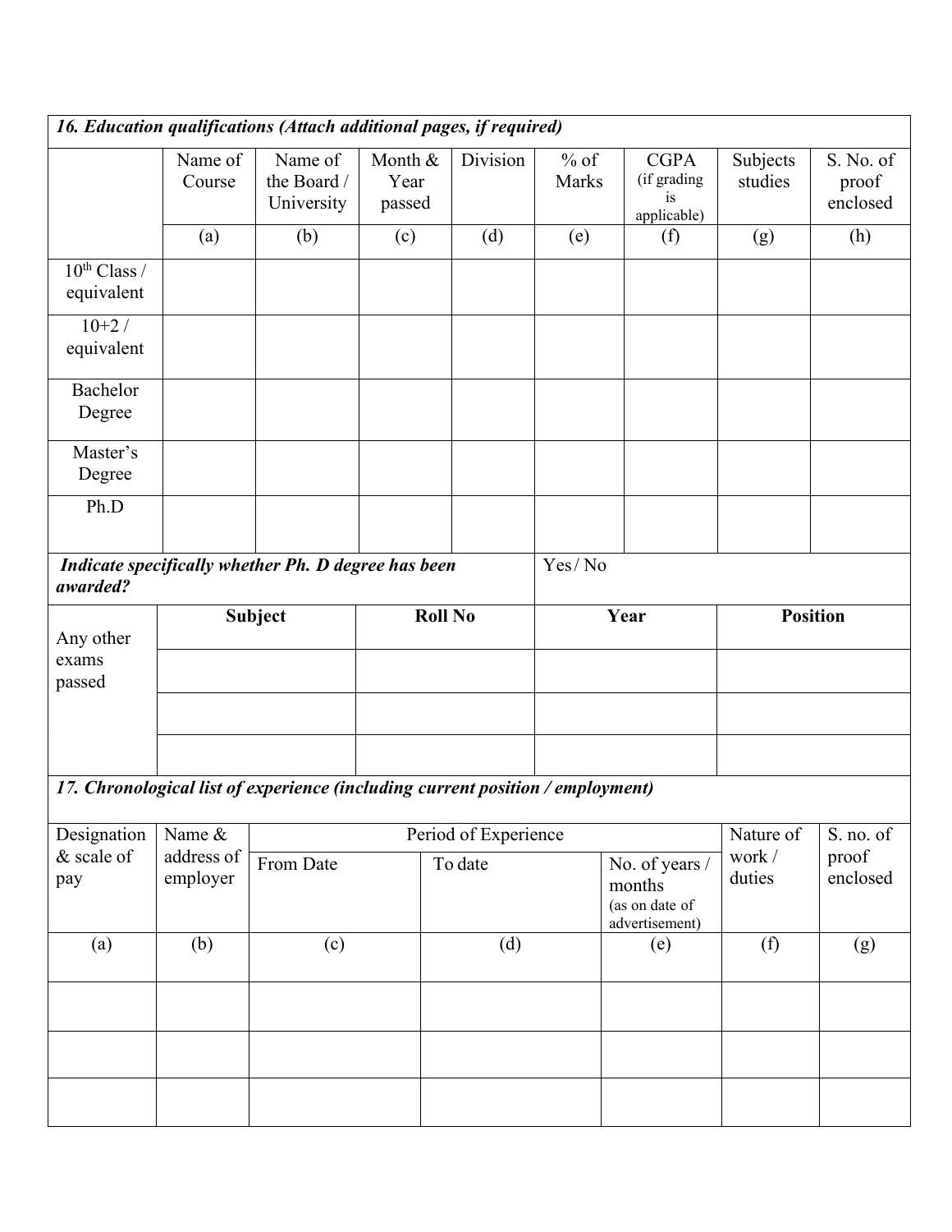***16. Education qualifications (Attach additional pages, if required)***

| | Name of Course | Name of the Board / University | Month & Year passed | Division | % of Marks | CGPA (if grading is applicable) | Subjects studies | S. No. of proof enclosed |
|---|---|---|---|---|---|---|---|---|
| | (a) | (b) | (c) | (d) | (e) | (f) | (g) | (h) |
| 10th Class / equivalent | | | | | | | | |
| 10+2 / equivalent | | | | | | | | |
| Bachelor Degree | | | | | | | | |
| Master's Degree | | | | | | | | |
| Ph.D | | | | | | | | |

***Indicate specifically whether Ph. D degree has been awarded?*** Yes / No

| Any other exams passed | **Subject** | **Roll No** | **Year** | **Position** |
|---|---|---|---|---|
| | | | | |
| | | | | |
| | | | | |

***17. Chronological list of experience (including current position / employment)***

| Designation & scale of pay | Name & address of employer | Period of Experience | | | Nature of work / duties | S. no. of proof enclosed |
|---|---|---|---|---|---|---|
| | | From Date | To date | No. of years / months (as on date of advertisement) | | |
| (a) | (b) | (c) | (d) | (e) | (f) | (g) |
| | | | | | | |
| | | | | | | |
| | | | | | | |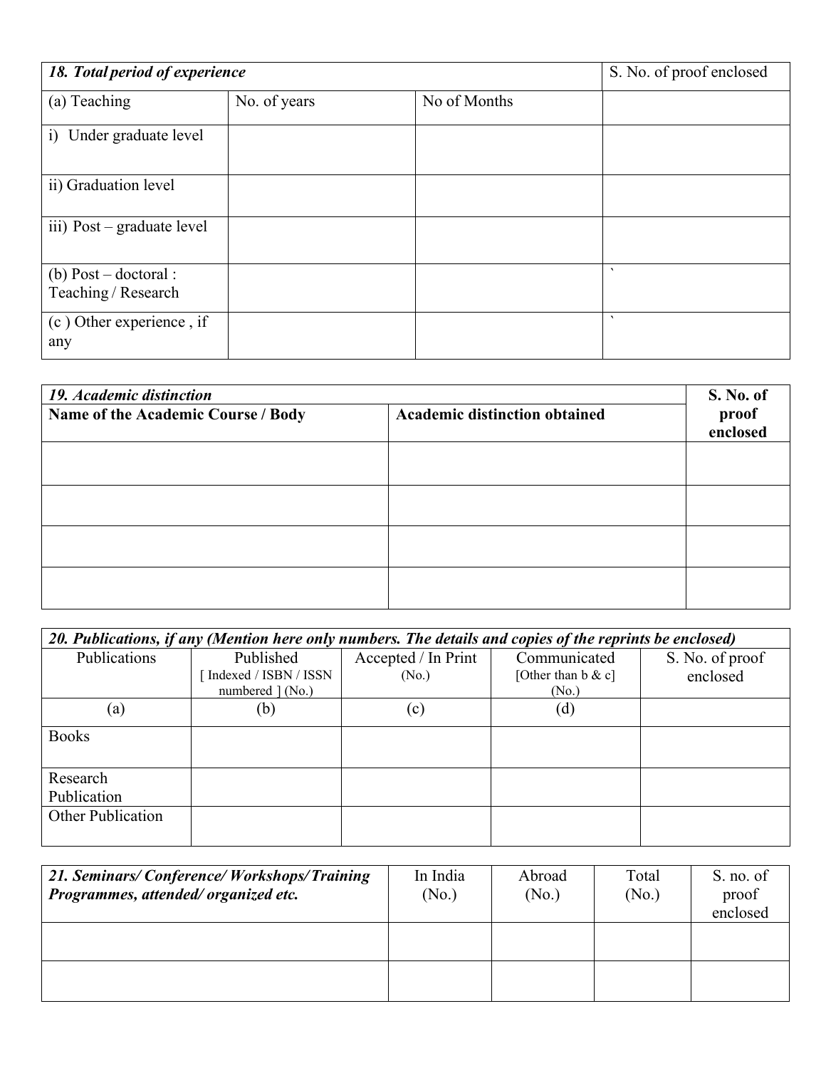| ***18. Total period of experience*** | | | S. No. of proof enclosed |
|---|---|---|---|
| (a) Teaching | No. of years | No of Months | |
| i) Under graduate level | | | |
| ii) Graduation level | | | |
| iii) Post – graduate level | | | |
| (b) Post – doctoral : Teaching / Research | | | ` |
| (c ) Other experience , if any | | | ` |

| ***19. Academic distinction*** | | **S. No. of proof enclosed** |
|---|---|---|
| **Name of the Academic Course / Body** | **Academic distinction obtained** | |
| | | |
| | | |
| | | |
| | | |

| ***20. Publications, if any (Mention here only numbers. The details and copies of the reprints be enclosed)*** | | | | |
|---|---|---|---|---|
| Publications | Published [ Indexed / ISBN / ISSN numbered ] (No.) | Accepted / In Print (No.) | Communicated [Other than b & c] (No.) | S. No. of proof enclosed |
| (a) | (b) | (c) | (d) | |
| Books | | | | |
| Research Publication | | | | |
| Other Publication | | | | |

| ***21. Seminars/ Conference/ Workshops/ Training Programmes, attended/ organized etc.*** | In India (No.) | Abroad (No.) | Total (No.) | S. no. of proof enclosed |
|---|---|---|---|---|
| | | | | |
| | | | | |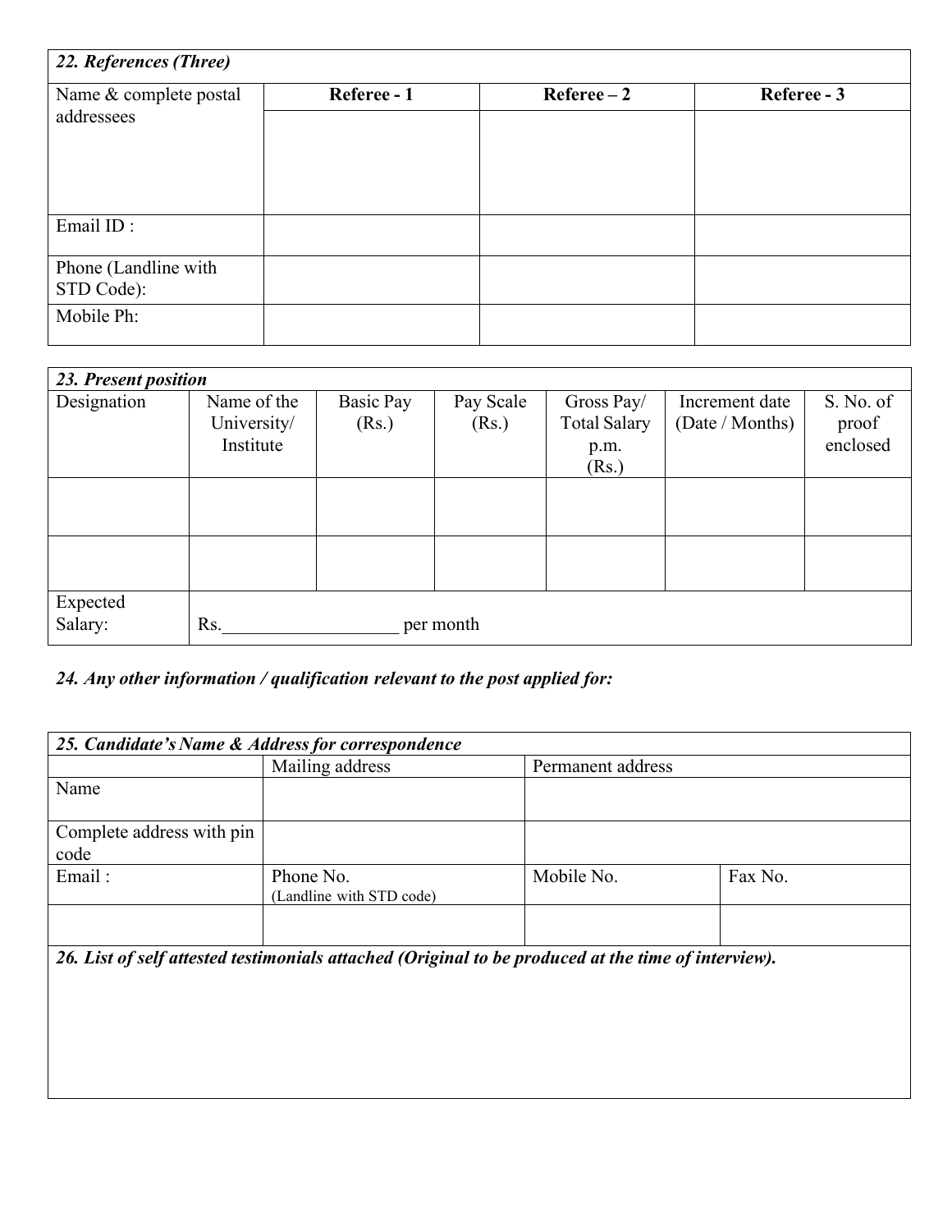| *22. References (Three)* | | | |
|---|---|---|---|
| Name & complete postal addressees | **Referee - 1** | **Referee – 2** | **Referee - 3** |
| | | | |
| Email ID : | | | |
| Phone (Landline with STD Code): | | | |
| Mobile Ph: | | | |

| *23. Present position* | | | | | | |
|---|---|---|---|---|---|---|
| Designation | Name of the University/ Institute | Basic Pay (Rs.) | Pay Scale (Rs.) | Gross Pay/ Total Salary p.m. (Rs.) | Increment date (Date / Months) | S. No. of proof enclosed |
| | | | | | | |
| | | | | | | |
| Expected Salary: | Rs.___________________ per month | | | | | |

***24. Any other information / qualification relevant to the post applied for:***

| *25. Candidate's Name & Address for correspondence* | | | |
|---|---|---|---|
| | Mailing address | Permanent address | |
| Name | | | |
| Complete address with pin code | | | |
| Email : | Phone No. (Landline with STD code) | Mobile No. | Fax No. |
| | | | |

***26. List of self attested testimonials attached (Original to be produced at the time of interview).***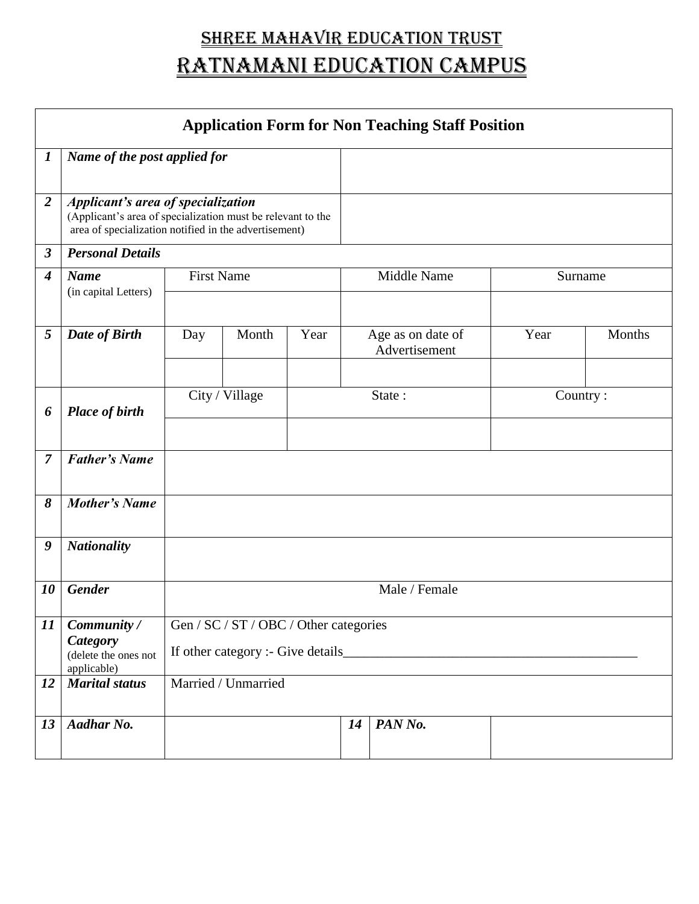# SHREE MAHAVIR EDUCATION TRUST

# RATNAMANI EDUCATION CAMPUS

| | | | | | | | | |
|---|---|---|---|---|---|---|---|---|
| **Application Form for Non Teaching Staff Position** | | | | | | | | |
| ***1*** | ***Name of the post applied for*** | | | | | | | |
| ***2*** | ***Applicant's area of specialization*** (Applicant's area of specialization must be relevant to the area of specialization notified in the advertisement) | | | | | | | |
| ***3*** | ***Personal Details*** | | | | | | | |
| ***4*** | ***Name*** (in capital Letters) | First Name | | | Middle Name | | Surname | |
| | | | | | | | | |
| ***5*** | ***Date of Birth*** | Day | Month | Year | Age as on date of Advertisement | | Year | Months |
| | | | | | | | | |
| ***6*** | ***Place of birth*** | City / Village | | State : | | | Country : | |
| | | | | | | | | |
| ***7*** | ***Father's Name*** | | | | | | | |
| ***8*** | ***Mother's Name*** | | | | | | | |
| ***9*** | ***Nationality*** | | | | | | | |
| ***10*** | ***Gender*** | Male / Female | | | | | | |
| ***11*** | ***Community / Category*** (delete the ones not applicable) | Gen / SC / ST / OBC / Other categories<br>If other category :- Give details__________________________________________ | | | | | | |
| ***12*** | ***Marital status*** | Married / Unmarried | | | | | | |
| ***13*** | ***Aadhar No.*** | | | | ***14*** | ***PAN No.*** | | |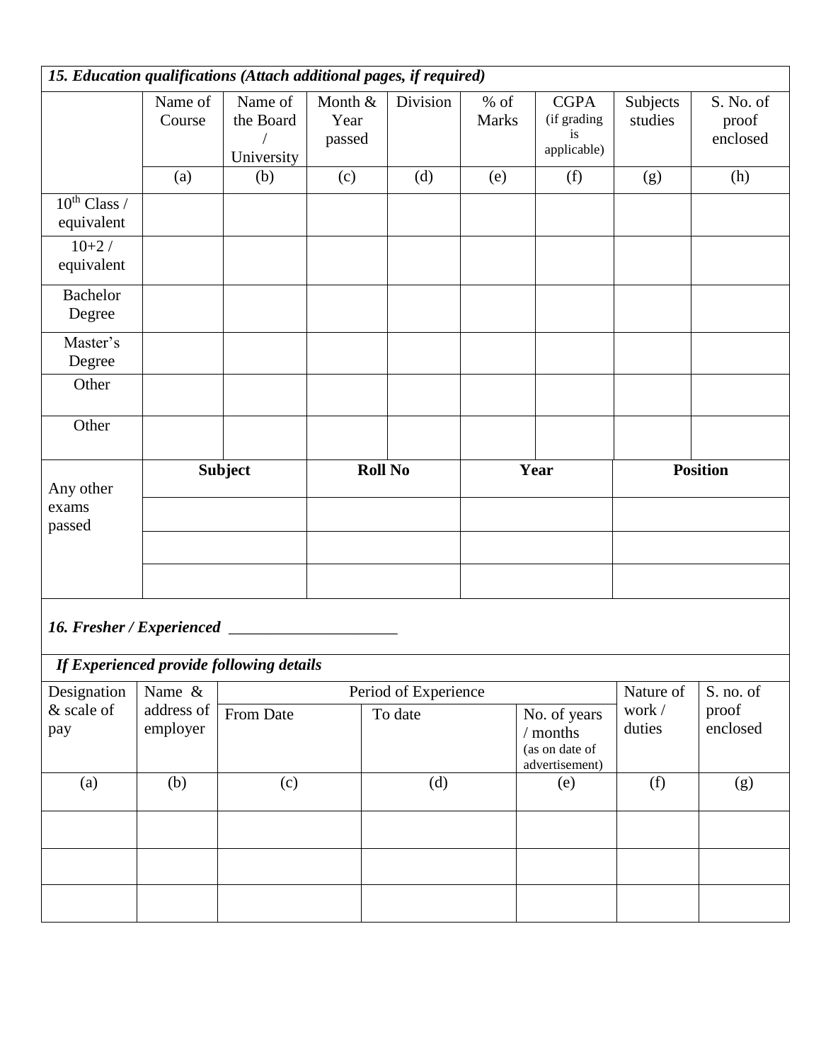***15. Education qualifications (Attach additional pages, if required)***

| | Name of Course | Name of the Board / University | Month & Year passed | Division | % of Marks | CGPA (if grading is applicable) | Subjects studies | S. No. of proof enclosed |
|---|---|---|---|---|---|---|---|---|
| | (a) | (b) | (c) | (d) | (e) | (f) | (g) | (h) |
| 10th Class / equivalent | | | | | | | | |
| 10+2 / equivalent | | | | | | | | |
| Bachelor Degree | | | | | | | | |
| Master's Degree | | | | | | | | |
| Other | | | | | | | | |
| Other | | | | | | | | |

| Any other exams passed | **Subject** | **Roll No** | **Year** | **Position** |
|---|---|---|---|---|
| | | | | |
| | | | | |
| | | | | |

***16. Fresher / Experienced*** _____________________

***If Experienced provide following details***

| Designation & scale of pay | Name & address of employer | Period of Experience | | | Nature of work / duties | S. no. of proof enclosed |
|---|---|---|---|---|---|---|
| | | From Date | To date | No. of years / months (as on date of advertisement) | | |
| (a) | (b) | (c) | (d) | (e) | (f) | (g) |
| | | | | | | |
| | | | | | | |
| | | | | | | |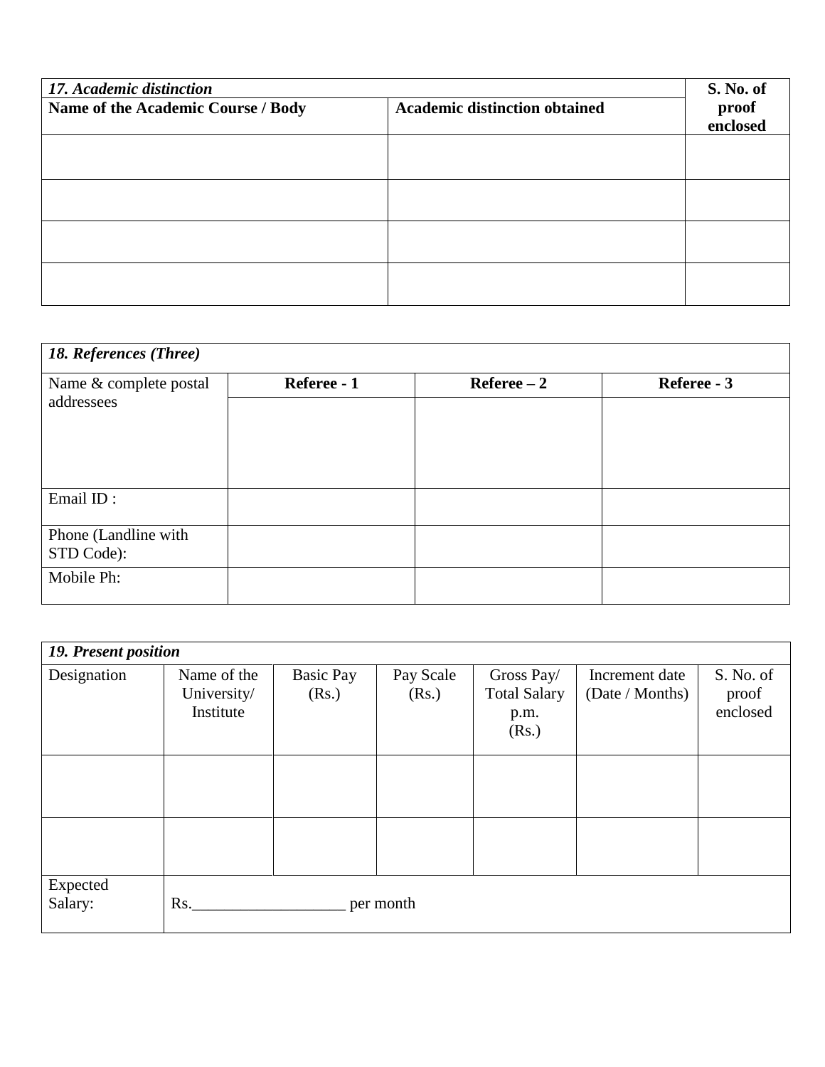| *17. Academic distinction* | | **S. No. of proof enclosed** |
|---|---|---|
| **Name of the Academic Course / Body** | **Academic distinction obtained** | |
| | | |
| | | |
| | | |
| | | |

| *18. References (Three)* | | | |
|---|---|---|---|
| Name & complete postal addressees | **Referee - 1** | **Referee – 2** | **Referee - 3** |
| | | | |
| Email ID : | | | |
| Phone (Landline with STD Code): | | | |
| Mobile Ph: | | | |

| *19. Present position* | | | | | | |
|---|---|---|---|---|---|---|
| Designation | Name of the University/ Institute | Basic Pay (Rs.) | Pay Scale (Rs.) | Gross Pay/ Total Salary p.m. (Rs.) | Increment date (Date / Months) | S. No. of proof enclosed |
| | | | | | | |
| | | | | | | |
| Expected Salary: | Rs.___________________ per month | | | | | |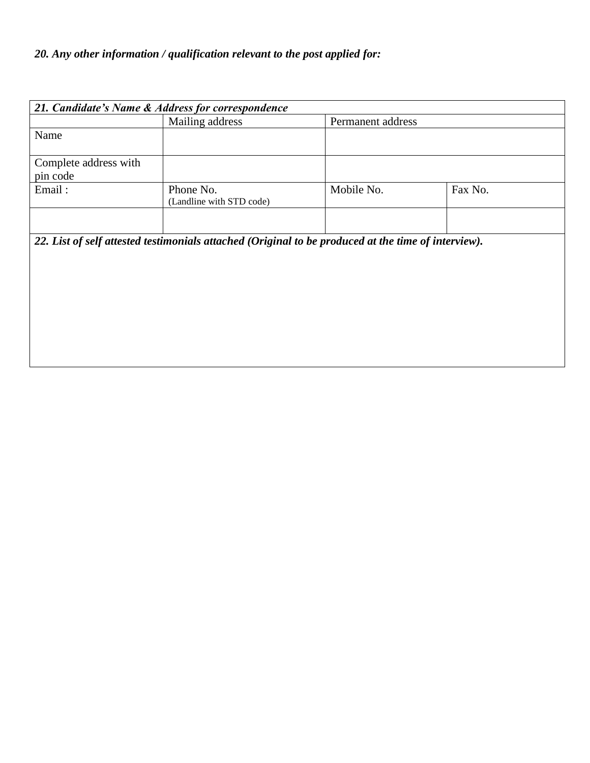***20. Any other information / qualification relevant to the post applied for:***

| ***21. Candidate's Name & Address for correspondence*** | | | |
|---|---|---|---|
| | Mailing address | Permanent address | |
| Name | | | |
| Complete address with pin code | | | |
| Email : | Phone No. (Landline with STD code) | Mobile No. | Fax No. |
| | | | |

***22. List of self attested testimonials attached (Original to be produced at the time of interview).***